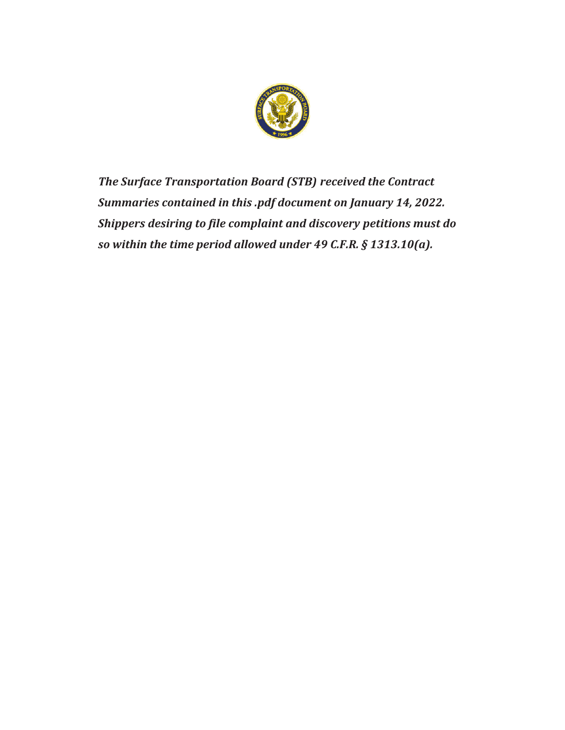*The Surface Transportation Board (STB) received the Contract Summaries contained in this .pdf document on January 14, 2022. Shippers desiring to file complaint and discovery petitions must do so within the time period allowed under 49 C.F.R. § 1313.10(a).*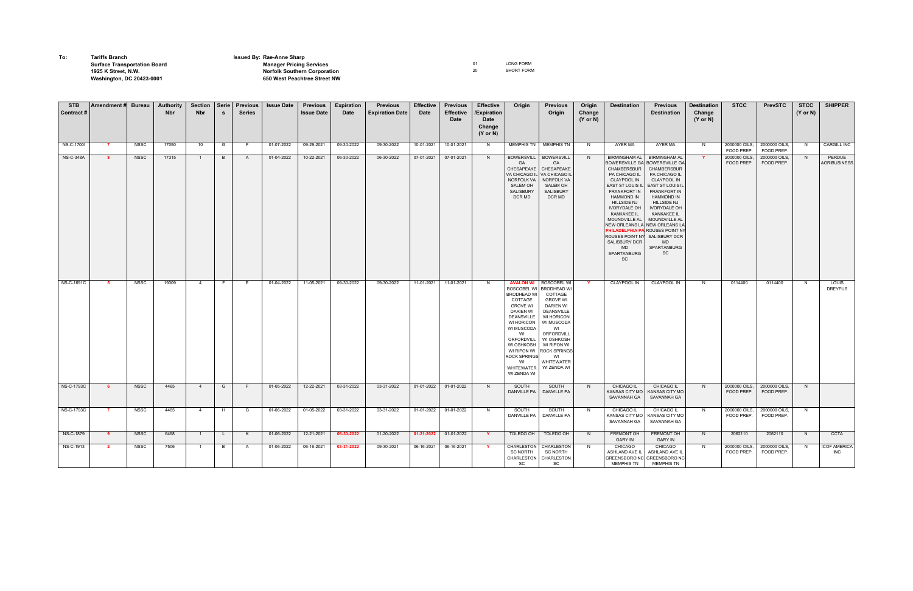To: **Tariffs Branch**
**Surface Transportation Board**
**1925 K Street, N.W.**
**Washington, DC 20423-0001**

Issued By: **Rae-Anne Sharp**
**Manager Pricing Services**
**Norfolk Southern Corporation**
**650 West Peachtree Street NW**

01 LONG FORM
20 SHORT FORM

| STB Contract # | Amendment # | Bureau | Authority Nbr | Section Nbr | Series | Previous Series | Issue Date | Previous Issue Date | Expiration Date | Previous Expiration Date | Effective Date | Previous Effective Date | Effective /Expiration Date Change (Y or N) | Origin | Previous Origin | Origin Change (Y or N) | Destination | Previous Destination | Destination Change (Y or N) | STCC | PrevSTCC | STCC (Y or N) | SHIPPER |
|---|---|---|---|---|---|---|---|---|---|---|---|---|---|---|---|---|---|---|---|---|---|---|---|
| NS-C-1700I | 7 | NSSC | 17050 | 10 | G | F | 01-07-2022 | 09-29-2021 | 09-30-2022 | 09-30-2022 | 10-01-2021 | 10-01-2021 | N | MEMPHIS TN | MEMPHIS TN | N | AYER MA | AYER MA | N | 2000000 OILS, FOOD PREP. | 2000000 OILS, FOOD PREP. | N | CARGILL INC |
| NS-C-348A | 8 | NSSC | 17315 | 1 | B | A | 01-04-2022 | 10-22-2021 | 06-30-2022 | 06-30-2022 | 07-01-2021 | 07-01-2021 | N | BOWERSVILL GA CHESAPEAKE VA CHICAGO IL NORFOLK VA SALEM OH SALISBURY DCR MD | BOWERSVILL GA CHESAPEAKE VA CHICAGO IL NORFOLK VA SALEM OH SALISBURY DCR MD | N | BIRMINGHAM AL BOWERSVILLE GA CHAMBERSBUR PA CHICAGO IL CLAYPOOL IN EAST ST LOUIS IL FRANKFORT IN HAMMOND IN HILLSIDE NJ IVORYDALE OH KANKAKEE IL MOUNDVILLE AL NEW ORLEANS LA PHILADELPHIA PA ROUSES POINT NY SALISBURY DCR MD SPARTANBURG SC | BIRMINGHAM AL BOWERSVILLE GA CHAMBERSBUR PA CHICAGO IL CLAYPOOL IN EAST ST LOUIS IL FRANKFORT IN HAMMOND IN HILLSIDE NJ IVORYDALE OH KANKAKEE IL MOUNDVILLE AL NEW ORLEANS LA ROUSES POINT NY SALISBURY DCR MD SPARTANBURG SC | Y | 2000000 OILS, FOOD PREP. | 2000000 OILS, FOOD PREP. | N | PERDUE AGRIBUSINESS |
| NS-C-1691C | 5 | NSSC | 19309 | 4 | F | E | 01-04-2022 | 11-05-2021 | 09-30-2022 | 09-30-2022 | 11-01-2021 | 11-01-2021 | N | AVALON WI BOSCOBEL WI BRODHEAD WI COTTAGE GROVE WI DARIEN WI DEANSVILLE WI HORICON WI MUSCODA WI ORFORDVILL WI OSHKOSH WI RIPON WI ROCK SPRINGS WI WHITEWATER WI ZENDA WI | BOSCOBEL WI BRODHEAD WI COTTAGE GROVE WI DARIEN WI DEANSVILLE WI HORICON WI MUSCODA WI ORFORDVILL WI OSHKOSH WI RIPON WI ROCK SPRINGS WI WHITEWATER WI ZENDA WI | Y | CLAYPOOL IN | CLAYPOOL IN | N | 0114400 | 0114400 | N | LOUIS DREYFUS |
| NS-C-1793C | 6 | NSSC | 4465 | 4 | G | F | 01-05-2022 | 12-22-2021 | 03-31-2022 | 03-31-2022 | 01-01-2022 | 01-01-2022 | N | SOUTH DANVILLE PA | SOUTH DANVILLE PA | N | CHICAGO IL KANSAS CITY MO SAVANNAH GA | CHICAGO IL KANSAS CITY MO SAVANNAH GA | N | 2000000 OILS, FOOD PREP. | 2000000 OILS, FOOD PREP. | N | |
| NS-C-1793C | 7 | NSSC | 4465 | 4 | H | G | 01-06-2022 | 01-05-2022 | 03-31-2022 | 03-31-2022 | 01-01-2022 | 01-01-2022 | N | SOUTH DANVILLE PA | SOUTH DANVILLE PA | N | CHICAGO IL KANSAS CITY MO SAVANNAH GA | CHICAGO IL KANSAS CITY MO SAVANNAH GA | N | 2000000 OILS, FOOD PREP. | 2000000 OILS, FOOD PREP. | N | |
| NS-C-1879 | 9 | NSSC | 6498 | 1 | L | K | 01-06-2022 | 12-21-2021 | 06-30-2022 | 01-20-2022 | 01-21-2022 | 01-01-2022 | Y | TOLEDO OH | TOLEDO OH | N | FREMONT OH GARY IN | FREMONT OH GARY IN | N | 2062110 | 2062110 | N | CCTA |
| NS-C-1913 | 2 | NSSC | 7506 | 1 | B | A | 01-06-2022 | 06-16-2021 | 03-31-2022 | 09-30-2021 | 06-16-2021 | 06-16-2021 | Y | CHARLESTON SC NORTH CHARLESTON SC | CHARLESTON SC NORTH CHARLESTON SC | N | CHICAGO ASHLAND AVE IL GREENSBORO NC MEMPHIS TN | CHICAGO ASHLAND AVE IL GREENSBORO NC MEMPHIS TN | N | 2000000 OILS, FOOD PREP. | 2000000 OILS, FOOD PREP. | N | ICOF AMERICA INC |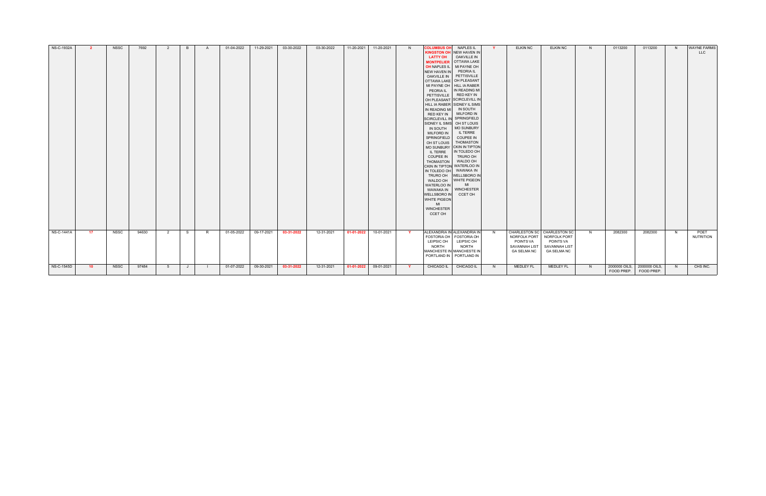| | | | | | | | | | | | | | | | | | | | | | | | | |
|---|---|---|---|---|---|---|---|---|---|---|---|---|---|---|---|---|---|---|---|---|---|---|---|---|
| NS-C-1932A | 2 | NSSC | 7692 | 2 | B | A | 01-04-2022 | 11-29-2021 | 03-30-2022 | 03-30-2022 | 11-20-2021 | 11-20-2021 | N | COLUMBUS OH KINGSTON OH LATTY OH MONTPELIER OH NAPLES IL NEW HAVEN IN OAKVILLE IN OTTAWA LAKE MI PAYNE OH PEORIA IL PETTISVILLE OH PLEASANT HILL IA RABER IN READING MI RED KEY IN SCIRCLEVILL IN SIDNEY IL SIMS IN SOUTH MILFORD IN SPRINGFIELD OH ST LOUIS MO SUNBURY IL TERRE COUPEE IN THOMASTON CKIN IN TIPTON IN TOLEDO OH TRURO OH WALDO OH WATERLOO IN WAWAKA IN WELLSBORO IN WHITE PIGEON MI WINCHESTER CCET OH | NAPLES IL NEW HAVEN IN OAKVILLE IN OTTAWA LAKE MI PAYNE OH PEORIA IL PETTISVILLE OH PLEASANT HILL IA RABER IN READING MI RED KEY IN SCIRCLEVILL IN SIDNEY IL SIMS IN SOUTH MILFORD IN SPRINGFIELD OH ST LOUIS MO SUNBURY IL TERRE COUPEE IN THOMASTON CKIN IN TIPTON IN TOLEDO OH TRURO OH WALDO OH WATERLOO IN WAWAKA IN WELLSBORO IN WHITE PIGEON MI WINCHESTER CCET OH | Y | ELKIN NC | ELKIN NC | N | 0113200 | 0113200 | N | WAYNE FARMS LLC |
| NS-C-1441A | 17 | NSSC | 94630 | 2 | S | R | 01-05-2022 | 09-17-2021 | 03-31-2022 | 12-31-2021 | 01-01-2022 | 10-01-2021 | Y | ALEXANDRIA IN FOSTORIA OH LEIPSIC OH NORTH MANCHESTE IN PORTLAND IN | ALEXANDRIA IN FOSTORIA OH LEIPSIC OH NORTH MANCHESTE IN PORTLAND IN | N | CHARLESTON SC NORFOLK PORT POINTS VA SAVANNAH LIST GA SELMA NC | CHARLESTON SC NORFOLK PORT POINTS VA SAVANNAH LIST GA SELMA NC | N | 2082300 | 2082300 | N | POET NUTRITION |
| NS-C-1545D | 10 | NSSC | 97484 | 5 | J | I | 01-07-2022 | 09-30-2021 | 03-31-2022 | 12-31-2021 | 01-01-2022 | 09-01-2021 | Y | CHICAGO IL | CHICAGO IL | N | MEDLEY FL | MEDLEY FL | N | 2000000 OILS, FOOD PREP. | 2000000 OILS, FOOD PREP. | N | CHS INC. |